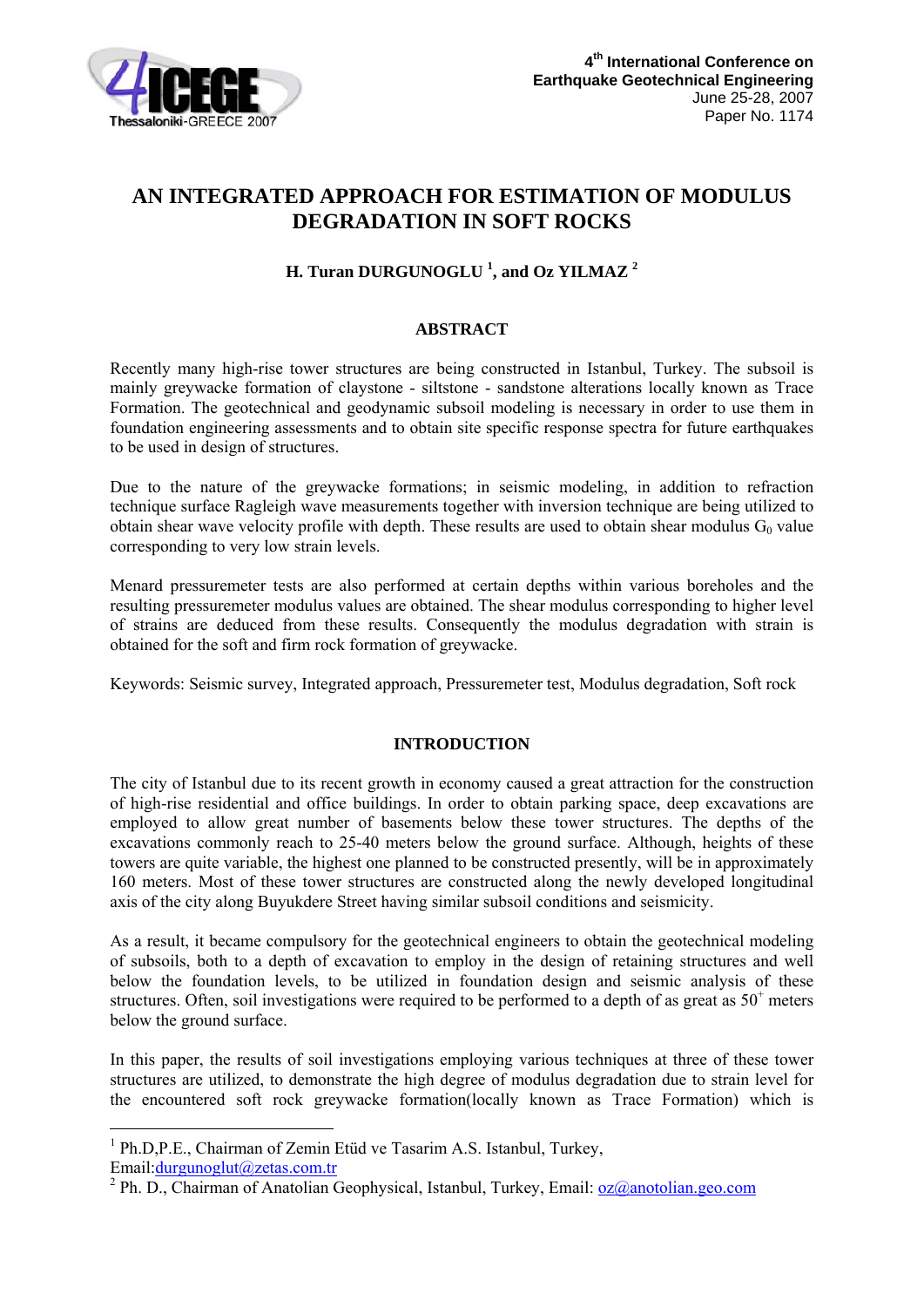# AN INTEGRATED APPROACH FOR ESTIMATION OF MODULUS DEGRADATION IN SOFT ROCKS

**H. Turan DURGUNOGLU [1], and Oz YILMAZ [2]**

## ABSTRACT

Recently many high-rise tower structures are being constructed in Istanbul, Turkey. The subsoil is mainly greywacke formation of claystone - siltstone - sandstone alterations locally known as Trace Formation. The geotechnical and geodynamic subsoil modeling is necessary in order to use them in foundation engineering assessments and to obtain site specific response spectra for future earthquakes to be used in design of structures.

Due to the nature of the greywacke formations; in seismic modeling, in addition to refraction technique surface Ragleigh wave measurements together with inversion technique are being utilized to obtain shear wave velocity profile with depth. These results are used to obtain shear modulus $G_0$ value corresponding to very low strain levels.

Menard pressuremeter tests are also performed at certain depths within various boreholes and the resulting pressuremeter modulus values are obtained. The shear modulus corresponding to higher level of strains are deduced from these results. Consequently the modulus degradation with strain is obtained for the soft and firm rock formation of greywacke.

Keywords: Seismic survey, Integrated approach, Pressuremeter test, Modulus degradation, Soft rock

## INTRODUCTION

The city of Istanbul due to its recent growth in economy caused a great attraction for the construction of high-rise residential and office buildings. In order to obtain parking space, deep excavations are employed to allow great number of basements below these tower structures. The depths of the excavations commonly reach to 25-40 meters below the ground surface. Although, heights of these towers are quite variable, the highest one planned to be constructed presently, will be in approximately 160 meters. Most of these tower structures are constructed along the newly developed longitudinal axis of the city along Buyukdere Street having similar subsoil conditions and seismicity.

As a result, it became compulsory for the geotechnical engineers to obtain the geotechnical modeling of subsoils, both to a depth of excavation to employ in the design of retaining structures and well below the foundation levels, to be utilized in foundation design and seismic analysis of these structures. Often, soil investigations were required to be performed to a depth of as great as $50^+$ meters below the ground surface.

In this paper, the results of soil investigations employing various techniques at three of these tower structures are utilized, to demonstrate the high degree of modulus degradation due to strain level for the encountered soft rock greywacke formation(locally known as Trace Formation) which is

---

[1] Ph.D,P.E., Chairman of Zemin Etüd ve Tasarim A.S. Istanbul, Turkey, Email:durgunoglut@zetas.com.tr

[2] Ph. D., Chairman of Anatolian Geophysical, Istanbul, Turkey, Email: oz@anotolian.geo.com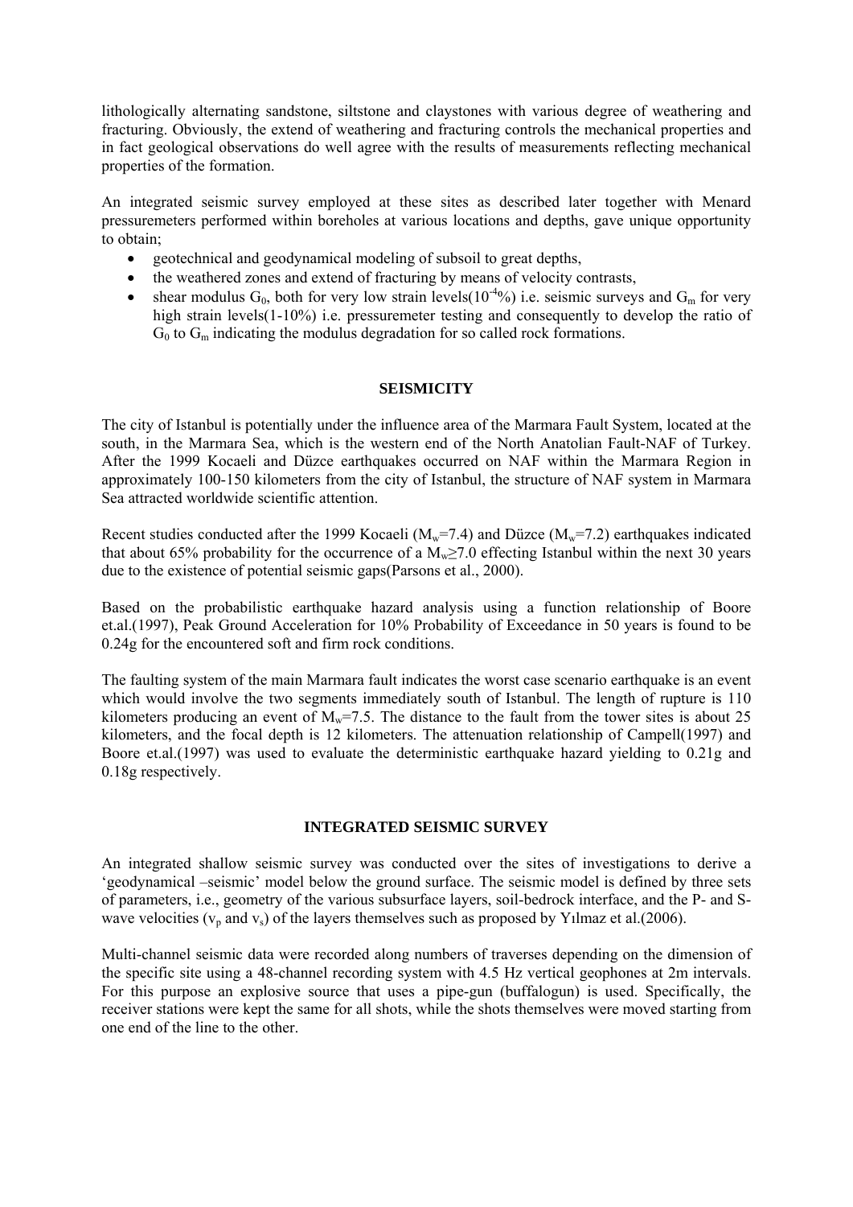lithologically alternating sandstone, siltstone and claystones with various degree of weathering and fracturing. Obviously, the extend of weathering and fracturing controls the mechanical properties and in fact geological observations do well agree with the results of measurements reflecting mechanical properties of the formation.

An integrated seismic survey employed at these sites as described later together with Menard pressuremeters performed within boreholes at various locations and depths, gave unique opportunity to obtain;

- geotechnical and geodynamical modeling of subsoil to great depths,
- the weathered zones and extend of fracturing by means of velocity contrasts,
- shear modulus $G_0$, both for very low strain levels($10^{-4}$%) i.e. seismic surveys and $G_m$ for very high strain levels(1-10%) i.e. pressuremeter testing and consequently to develop the ratio of $G_0$ to $G_m$ indicating the modulus degradation for so called rock formations.

## SEISMICITY

The city of Istanbul is potentially under the influence area of the Marmara Fault System, located at the south, in the Marmara Sea, which is the western end of the North Anatolian Fault-NAF of Turkey. After the 1999 Kocaeli and Düzce earthquakes occurred on NAF within the Marmara Region in approximately 100-150 kilometers from the city of Istanbul, the structure of NAF system in Marmara Sea attracted worldwide scientific attention.

Recent studies conducted after the 1999 Kocaeli ($M_w$=7.4) and Düzce ($M_w$=7.2) earthquakes indicated that about 65% probability for the occurrence of a $M_w \geq 7.0$ effecting Istanbul within the next 30 years due to the existence of potential seismic gaps(Parsons et al., 2000).

Based on the probabilistic earthquake hazard analysis using a function relationship of Boore et.al.(1997), Peak Ground Acceleration for 10% Probability of Exceedance in 50 years is found to be 0.24g for the encountered soft and firm rock conditions.

The faulting system of the main Marmara fault indicates the worst case scenario earthquake is an event which would involve the two segments immediately south of Istanbul. The length of rupture is 110 kilometers producing an event of $M_w$=7.5. The distance to the fault from the tower sites is about 25 kilometers, and the focal depth is 12 kilometers. The attenuation relationship of Campell(1997) and Boore et.al.(1997) was used to evaluate the deterministic earthquake hazard yielding to 0.21g and 0.18g respectively.

## INTEGRATED SEISMIC SURVEY

An integrated shallow seismic survey was conducted over the sites of investigations to derive a 'geodynamical –seismic' model below the ground surface. The seismic model is defined by three sets of parameters, i.e., geometry of the various subsurface layers, soil-bedrock interface, and the P- and S-wave velocities ($v_p$ and $v_s$) of the layers themselves such as proposed by Yılmaz et al.(2006).

Multi-channel seismic data were recorded along numbers of traverses depending on the dimension of the specific site using a 48-channel recording system with 4.5 Hz vertical geophones at 2m intervals. For this purpose an explosive source that uses a pipe-gun (buffalogun) is used. Specifically, the receiver stations were kept the same for all shots, while the shots themselves were moved starting from one end of the line to the other.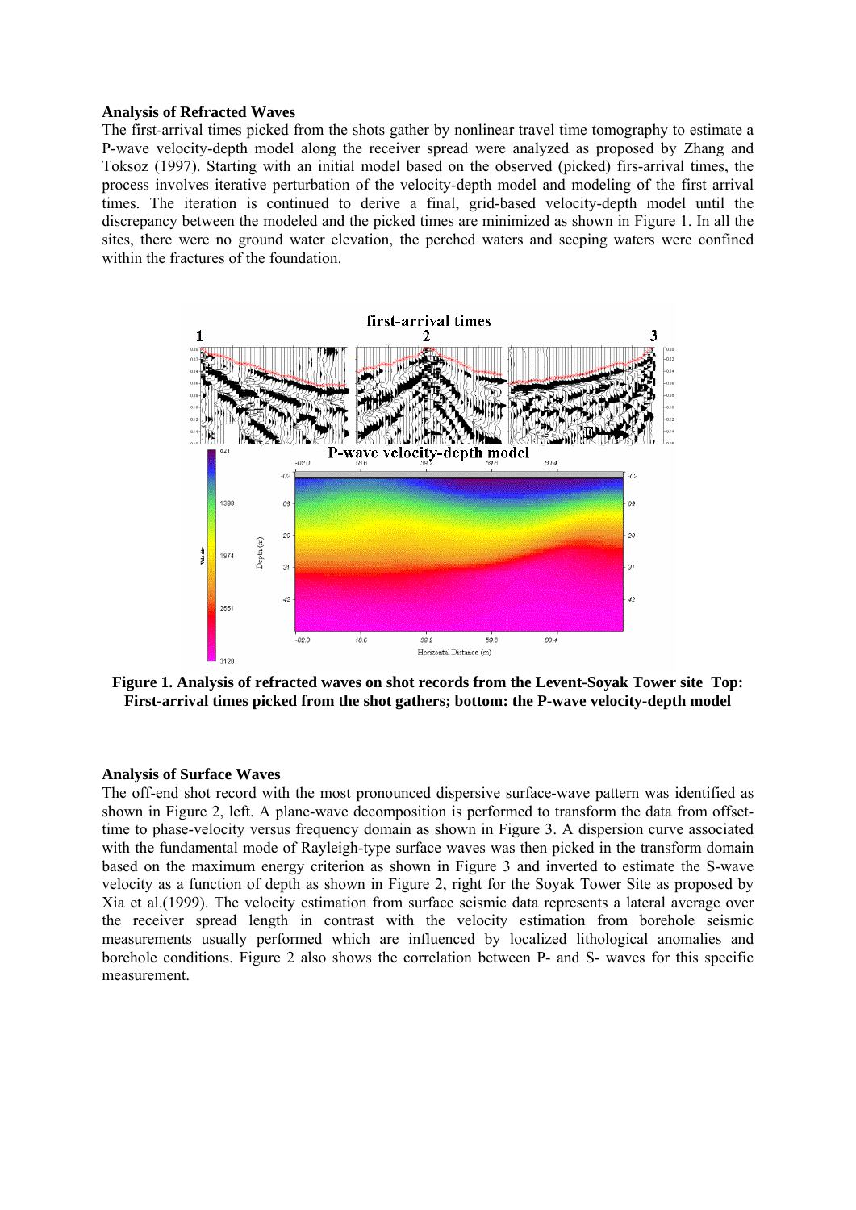**Analysis of Refracted Waves**

The first-arrival times picked from the shots gather by nonlinear travel time tomography to estimate a P-wave velocity-depth model along the receiver spread were analyzed as proposed by Zhang and Toksoz (1997). Starting with an initial model based on the observed (picked) firs-arrival times, the process involves iterative perturbation of the velocity-depth model and modeling of the first arrival times. The iteration is continued to derive a final, grid-based velocity-depth model until the discrepancy between the modeled and the picked times are minimized as shown in Figure 1. In all the sites, there were no ground water elevation, the perched waters and seeping waters were confined within the fractures of the foundation.

**Figure 1. Analysis of refracted waves on shot records from the Levent-Soyak Tower site Top: First-arrival times picked from the shot gathers; bottom: the P-wave velocity-depth model**

**Analysis of Surface Waves**

The off-end shot record with the most pronounced dispersive surface-wave pattern was identified as shown in Figure 2, left. A plane-wave decomposition is performed to transform the data from offset-time to phase-velocity versus frequency domain as shown in Figure 3. A dispersion curve associated with the fundamental mode of Rayleigh-type surface waves was then picked in the transform domain based on the maximum energy criterion as shown in Figure 3 and inverted to estimate the S-wave velocity as a function of depth as shown in Figure 2, right for the Soyak Tower Site as proposed by Xia et al.(1999). The velocity estimation from surface seismic data represents a lateral average over the receiver spread length in contrast with the velocity estimation from borehole seismic measurements usually performed which are influenced by localized lithological anomalies and borehole conditions. Figure 2 also shows the correlation between P- and S- waves for this specific measurement.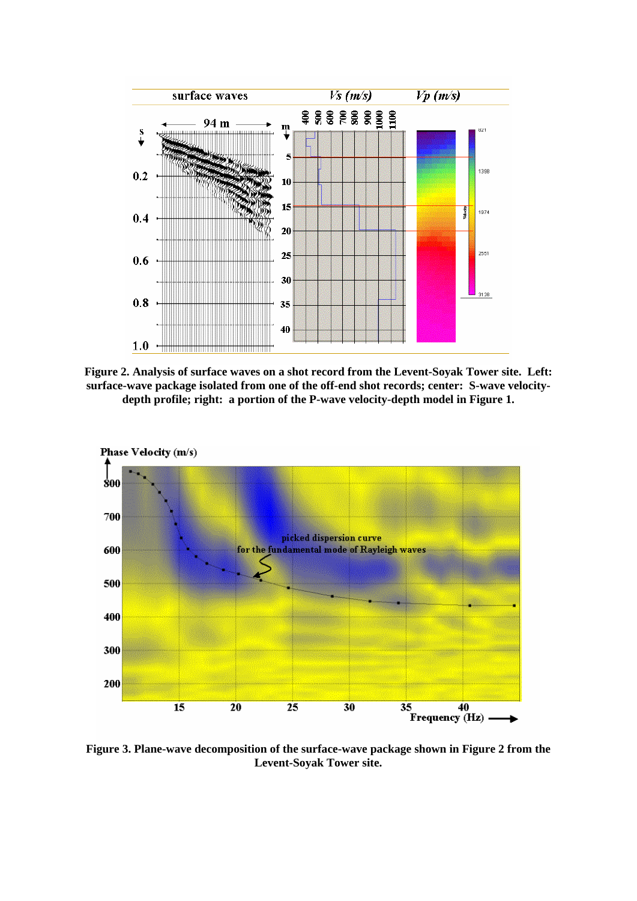**Figure 2. Analysis of surface waves on a shot record from the Levent-Soyak Tower site. Left: surface-wave package isolated from one of the off-end shot records; center: S-wave velocity-depth profile; right: a portion of the P-wave velocity-depth model in Figure 1.**

**Figure 3. Plane-wave decomposition of the surface-wave package shown in Figure 2 from the Levent-Soyak Tower site.**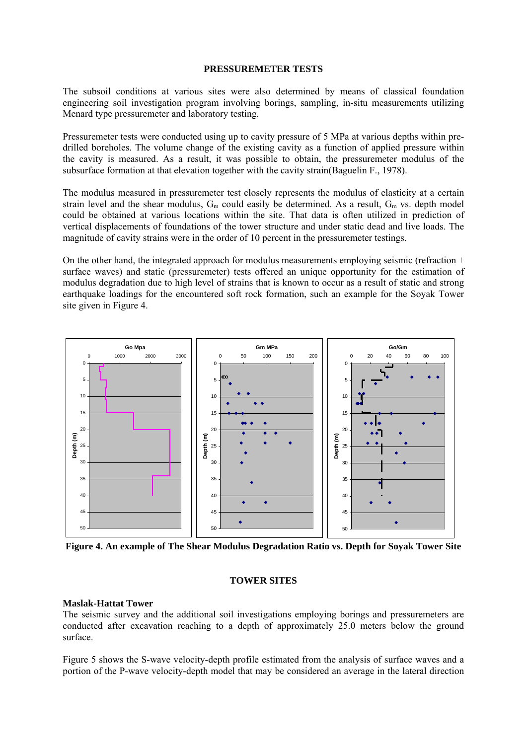## PRESSUREMETER TESTS

The subsoil conditions at various sites were also determined by means of classical foundation engineering soil investigation program involving borings, sampling, in-situ measurements utilizing Menard type pressuremeter and laboratory testing.

Pressuremeter tests were conducted using up to cavity pressure of 5 MPa at various depths within pre-drilled boreholes. The volume change of the existing cavity as a function of applied pressure within the cavity is measured. As a result, it was possible to obtain, the pressuremeter modulus of the subsurface formation at that elevation together with the cavity strain(Baguelin F., 1978).

The modulus measured in pressuremeter test closely represents the modulus of elasticity at a certain strain level and the shear modulus, $G_m$ could easily be determined. As a result, $G_m$ vs. depth model could be obtained at various locations within the site. That data is often utilized in prediction of vertical displacements of foundations of the tower structure and under static dead and live loads. The magnitude of cavity strains were in the order of 10 percent in the pressuremeter testings.

On the other hand, the integrated approach for modulus measurements employing seismic (refraction + surface waves) and static (pressuremeter) tests offered an unique opportunity for the estimation of modulus degradation due to high level of strains that is known to occur as a result of static and strong earthquake loadings for the encountered soft rock formation, such an example for the Soyak Tower site given in Figure 4.

**Figure 4. An example of The Shear Modulus Degradation Ratio vs. Depth for Soyak Tower Site**

## TOWER SITES

### Maslak-Hattat Tower

The seismic survey and the additional soil investigations employing borings and pressuremeters are conducted after excavation reaching to a depth of approximately 25.0 meters below the ground surface.

Figure 5 shows the S-wave velocity-depth profile estimated from the analysis of surface waves and a portion of the P-wave velocity-depth model that may be considered an average in the lateral direction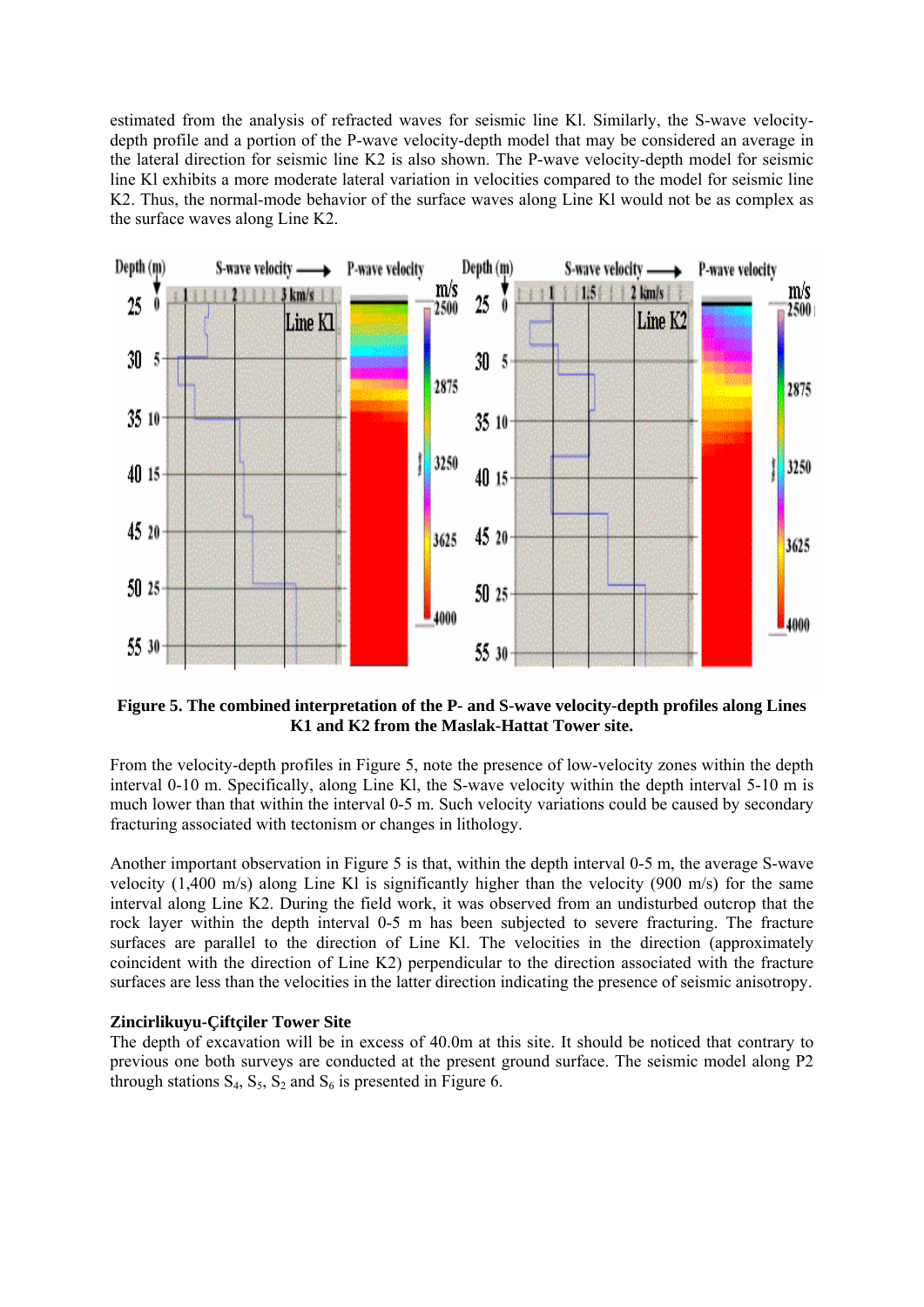estimated from the analysis of refracted waves for seismic line Kl. Similarly, the S-wave velocity-depth profile and a portion of the P-wave velocity-depth model that may be considered an average in the lateral direction for seismic line K2 is also shown. The P-wave velocity-depth model for seismic line Kl exhibits a more moderate lateral variation in velocities compared to the model for seismic line K2. Thus, the normal-mode behavior of the surface waves along Line Kl would not be as complex as the surface waves along Line K2.

**Figure 5. The combined interpretation of the P- and S-wave velocity-depth profiles along Lines K1 and K2 from the Maslak-Hattat Tower site.**

From the velocity-depth profiles in Figure 5, note the presence of low-velocity zones within the depth interval 0-10 m. Specifically, along Line Kl, the S-wave velocity within the depth interval 5-10 m is much lower than that within the interval 0-5 m. Such velocity variations could be caused by secondary fracturing associated with tectonism or changes in lithology.

Another important observation in Figure 5 is that, within the depth interval 0-5 m, the average S-wave velocity (1,400 m/s) along Line Kl is significantly higher than the velocity (900 m/s) for the same interval along Line K2. During the field work, it was observed from an undisturbed outcrop that the rock layer within the depth interval 0-5 m has been subjected to severe fracturing. The fracture surfaces are parallel to the direction of Line Kl. The velocities in the direction (approximately coincident with the direction of Line K2) perpendicular to the direction associated with the fracture surfaces are less than the velocities in the latter direction indicating the presence of seismic anisotropy.

**Zincirlikuyu-Çiftçiler Tower Site**

The depth of excavation will be in excess of 40.0m at this site. It should be noticed that contrary to previous one both surveys are conducted at the present ground surface. The seismic model along P2 through stations $S_4$, $S_5$, $S_2$ and $S_6$ is presented in Figure 6.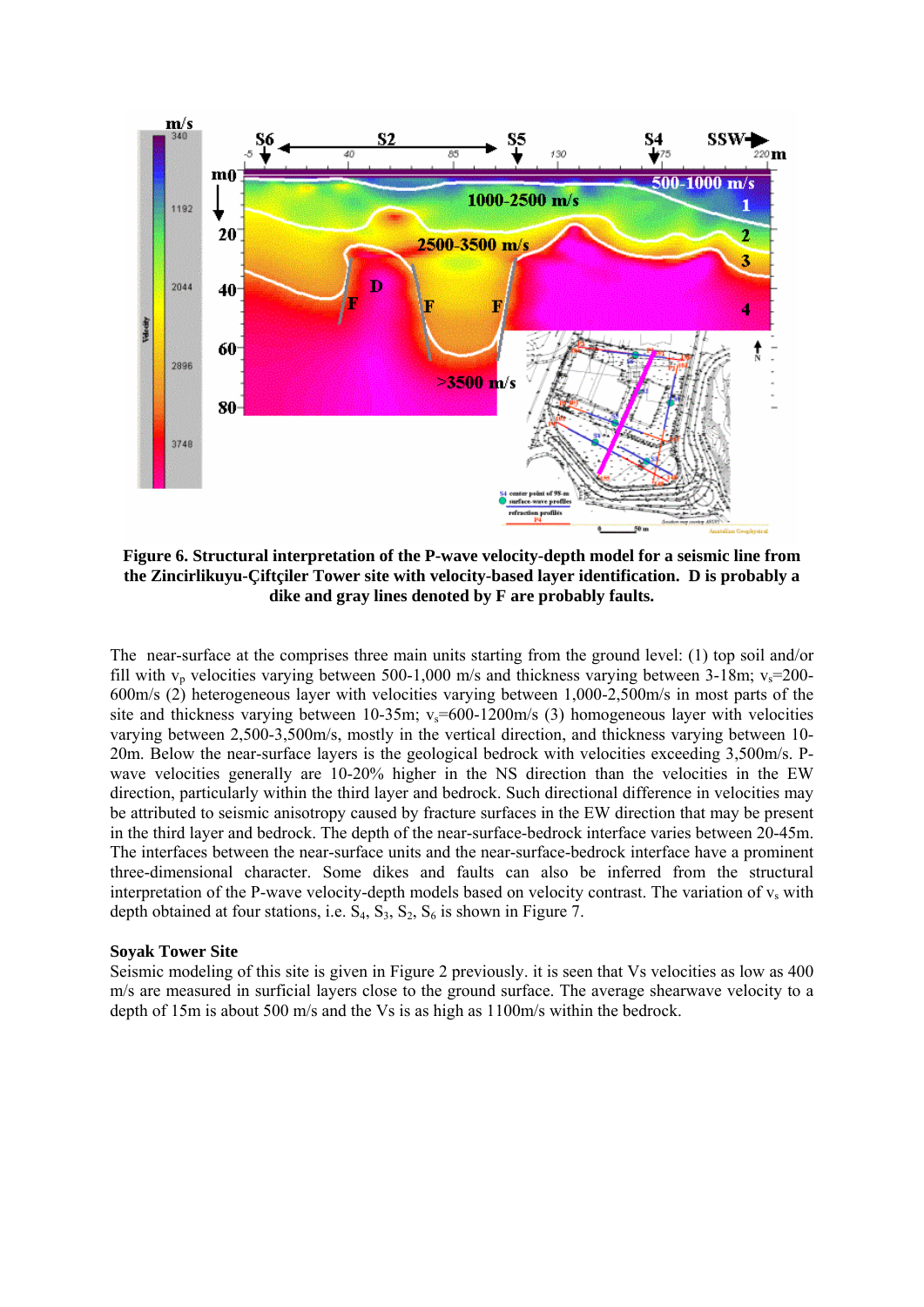**Figure 6. Structural interpretation of the P-wave velocity-depth model for a seismic line from the Zincirlikuyu-Çiftçiler Tower site with velocity-based layer identification. D is probably a dike and gray lines denoted by F are probably faults.**

The near-surface at the comprises three main units starting from the ground level: (1) top soil and/or fill with $v_p$ velocities varying between 500-1,000 m/s and thickness varying between 3-18m; $v_s$=200-600m/s (2) heterogeneous layer with velocities varying between 1,000-2,500m/s in most parts of the site and thickness varying between 10-35m; $v_s$=600-1200m/s (3) homogeneous layer with velocities varying between 2,500-3,500m/s, mostly in the vertical direction, and thickness varying between 10-20m. Below the near-surface layers is the geological bedrock with velocities exceeding 3,500m/s. P-wave velocities generally are 10-20% higher in the NS direction than the velocities in the EW direction, particularly within the third layer and bedrock. Such directional difference in velocities may be attributed to seismic anisotropy caused by fracture surfaces in the EW direction that may be present in the third layer and bedrock. The depth of the near-surface-bedrock interface varies between 20-45m. The interfaces between the near-surface units and the near-surface-bedrock interface have a prominent three-dimensional character. Some dikes and faults can also be inferred from the structural interpretation of the P-wave velocity-depth models based on velocity contrast. The variation of $v_s$ with depth obtained at four stations, i.e. $S_4$, $S_3$, $S_2$, $S_6$ is shown in Figure 7.

**Soyak Tower Site**

Seismic modeling of this site is given in Figure 2 previously. it is seen that Vs velocities as low as 400 m/s are measured in surficial layers close to the ground surface. The average shearwave velocity to a depth of 15m is about 500 m/s and the Vs is as high as 1100m/s within the bedrock.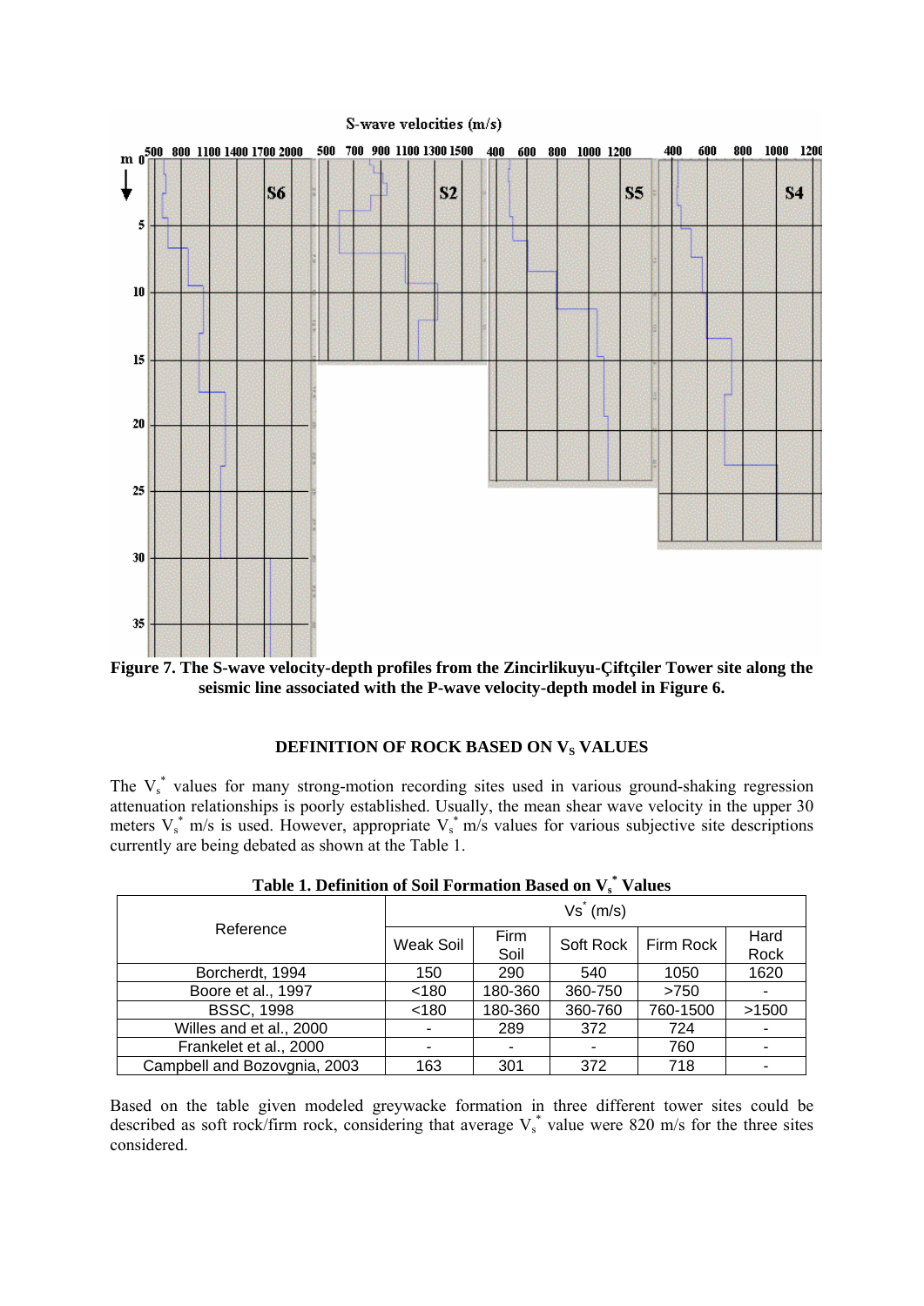Figure 7. The S-wave velocity-depth profiles from the Zincirlikuyu-Çiftçiler Tower site along the seismic line associated with the P-wave velocity-depth model in Figure 6.

## DEFINITION OF ROCK BASED ON $V_S$ VALUES

The $V_s^*$ values for many strong-motion recording sites used in various ground-shaking regression attenuation relationships is poorly established. Usually, the mean shear wave velocity in the upper 30 meters $V_s^*$ m/s is used. However, appropriate $V_s^*$ m/s values for various subjective site descriptions currently are being debated as shown at the Table 1.

**Table 1. Definition of Soil Formation Based on $V_s^*$ Values**

| Reference | $Vs^*$ (m/s) | | | | |
|---|---|---|---|---|---|
| | Weak Soil | Firm Soil | Soft Rock | Firm Rock | Hard Rock |
| Borcherdt, 1994 | 150 | 290 | 540 | 1050 | 1620 |
| Boore et al., 1997 | <180 | 180-360 | 360-750 | >750 | - |
| BSSC, 1998 | <180 | 180-360 | 360-760 | 760-1500 | >1500 |
| Willes and et al., 2000 | - | 289 | 372 | 724 | - |
| Frankelet et al., 2000 | - | - | - | 760 | - |
| Campbell and Bozovgnia, 2003 | 163 | 301 | 372 | 718 | - |

Based on the table given modeled greywacke formation in three different tower sites could be described as soft rock/firm rock, considering that average $V_s^*$ value were 820 m/s for the three sites considered.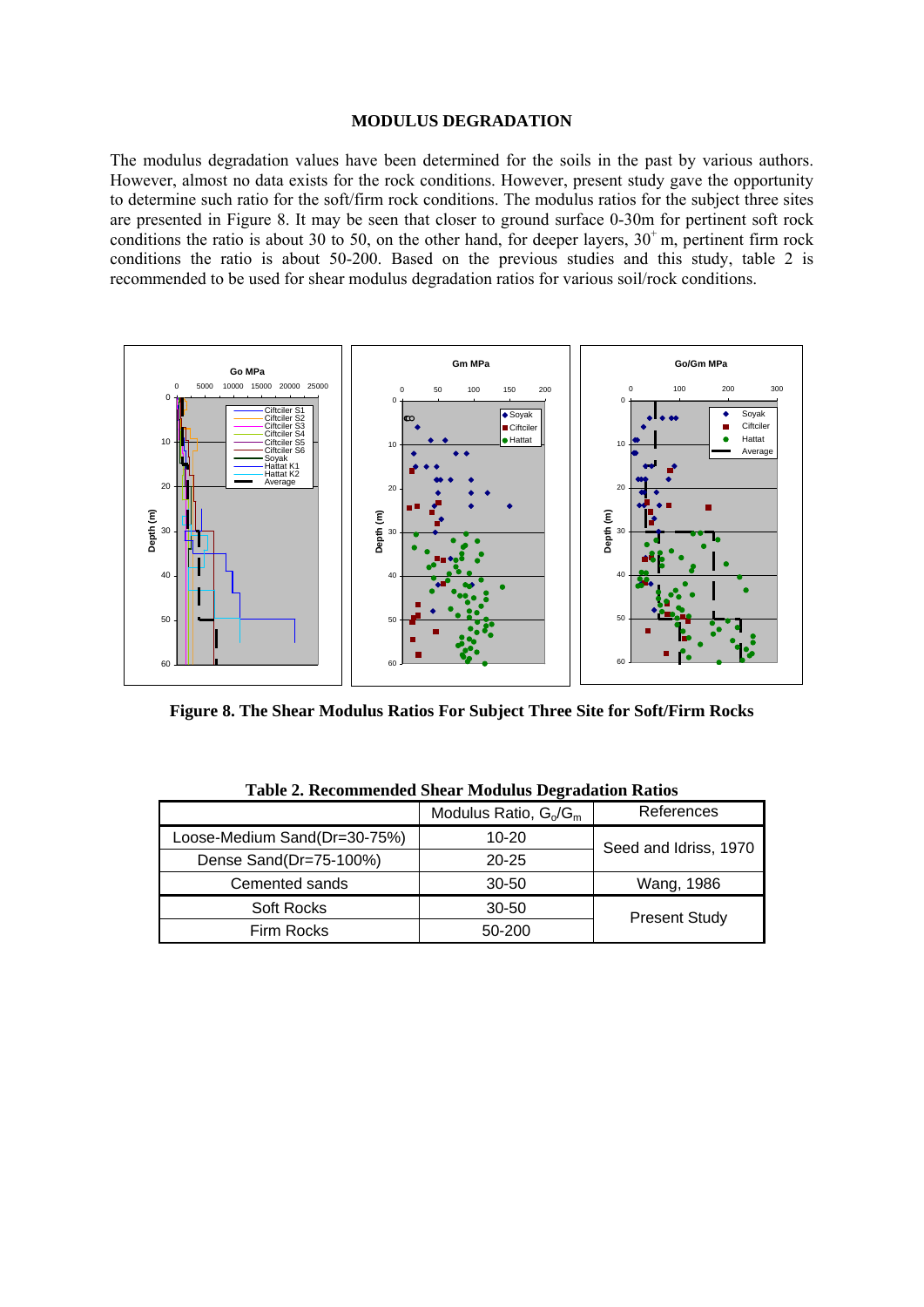## MODULUS DEGRADATION

The modulus degradation values have been determined for the soils in the past by various authors. However, almost no data exists for the rock conditions. However, present study gave the opportunity to determine such ratio for the soft/firm rock conditions. The modulus ratios for the subject three sites are presented in Figure 8. It may be seen that closer to ground surface 0-30m for pertinent soft rock conditions the ratio is about 30 to 50, on the other hand, for deeper layers, $30^{+}$ m, pertinent firm rock conditions the ratio is about 50-200. Based on the previous studies and this study, table 2 is recommended to be used for shear modulus degradation ratios for various soil/rock conditions.

**Figure 8. The Shear Modulus Ratios For Subject Three Site for Soft/Firm Rocks**

**Table 2. Recommended Shear Modulus Degradation Ratios**

| | Modulus Ratio, $G_o/G_m$ | References |
|---|---|---|
| Loose-Medium Sand(Dr=30-75%) | 10-20 | Seed and Idriss, 1970 |
| Dense Sand(Dr=75-100%) | 20-25 | |
| Cemented sands | 30-50 | Wang, 1986 |
| Soft Rocks | 30-50 | Present Study |
| Firm Rocks | 50-200 | |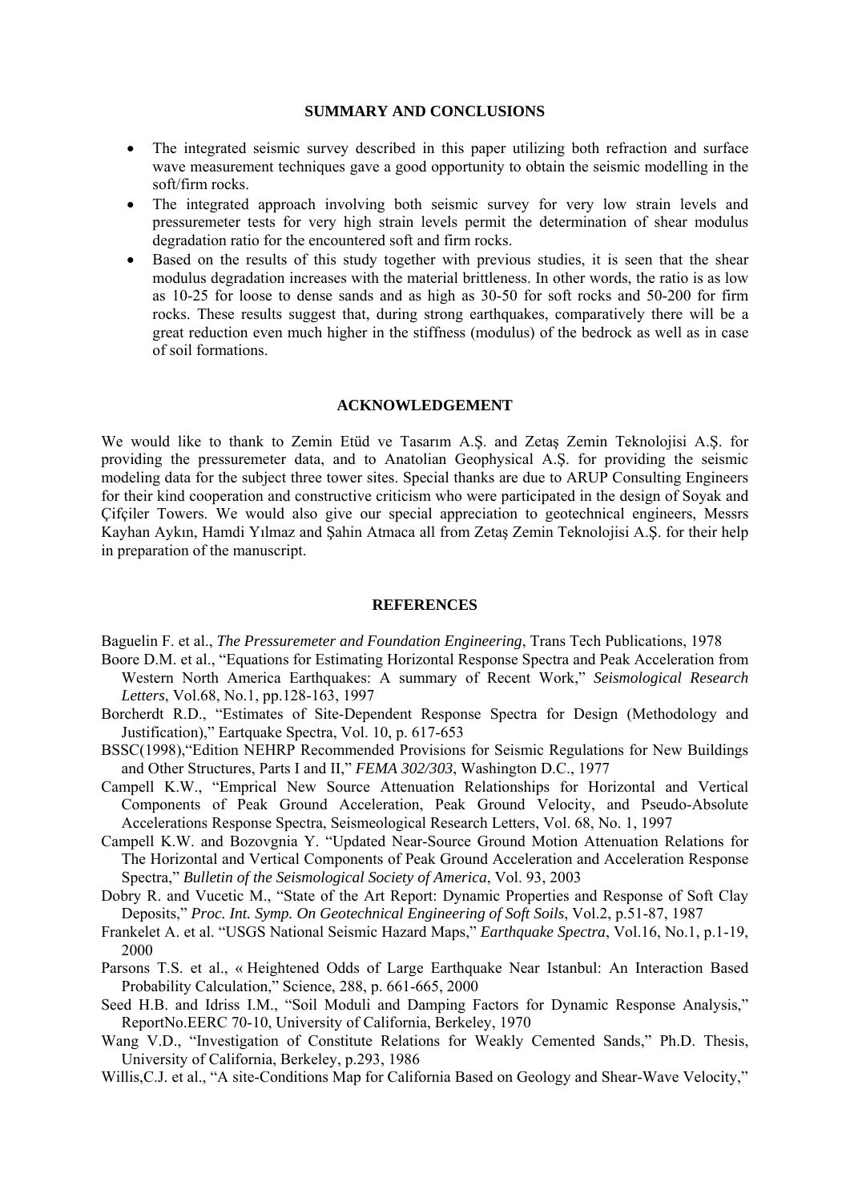## SUMMARY AND CONCLUSIONS

- The integrated seismic survey described in this paper utilizing both refraction and surface wave measurement techniques gave a good opportunity to obtain the seismic modelling in the soft/firm rocks.
- The integrated approach involving both seismic survey for very low strain levels and pressuremeter tests for very high strain levels permit the determination of shear modulus degradation ratio for the encountered soft and firm rocks.
- Based on the results of this study together with previous studies, it is seen that the shear modulus degradation increases with the material brittleness. In other words, the ratio is as low as 10-25 for loose to dense sands and as high as 30-50 for soft rocks and 50-200 for firm rocks. These results suggest that, during strong earthquakes, comparatively there will be a great reduction even much higher in the stiffness (modulus) of the bedrock as well as in case of soil formations.

## ACKNOWLEDGEMENT

We would like to thank to Zemin Etüd ve Tasarım A.Ş. and Zetaş Zemin Teknolojisi A.Ş. for providing the pressuremeter data, and to Anatolian Geophysical A.Ş. for providing the seismic modeling data for the subject three tower sites. Special thanks are due to ARUP Consulting Engineers for their kind cooperation and constructive criticism who were participated in the design of Soyak and Çifçiler Towers. We would also give our special appreciation to geotechnical engineers, Messrs Kayhan Aykın, Hamdi Yılmaz and Şahin Atmaca all from Zetaş Zemin Teknolojisi A.Ş. for their help in preparation of the manuscript.

## REFERENCES

Baguelin F. et al., *The Pressuremeter and Foundation Engineering*, Trans Tech Publications, 1978

Boore D.M. et al., "Equations for Estimating Horizontal Response Spectra and Peak Acceleration from Western North America Earthquakes: A summary of Recent Work," *Seismological Research Letters*, Vol.68, No.1, pp.128-163, 1997

Borcherdt R.D., "Estimates of Site-Dependent Response Spectra for Design (Methodology and Justification)," Eartquake Spectra, Vol. 10, p. 617-653

BSSC(1998),"Edition NEHRP Recommended Provisions for Seismic Regulations for New Buildings and Other Structures, Parts I and II," *FEMA 302/303*, Washington D.C., 1977

Campell K.W., "Emprical New Source Attenuation Relationships for Horizontal and Vertical Components of Peak Ground Acceleration, Peak Ground Velocity, and Pseudo-Absolute Accelerations Response Spectra, Seismeological Research Letters, Vol. 68, No. 1, 1997

Campell K.W. and Bozovgnia Y. "Updated Near-Source Ground Motion Attenuation Relations for The Horizontal and Vertical Components of Peak Ground Acceleration and Acceleration Response Spectra," *Bulletin of the Seismological Society of America*, Vol. 93, 2003

Dobry R. and Vucetic M., "State of the Art Report: Dynamic Properties and Response of Soft Clay Deposits," *Proc. Int. Symp. On Geotechnical Engineering of Soft Soils*, Vol.2, p.51-87, 1987

Frankelet A. et al. "USGS National Seismic Hazard Maps," *Earthquake Spectra*, Vol.16, No.1, p.1-19, 2000

Parsons T.S. et al., « Heightened Odds of Large Earthquake Near Istanbul: An Interaction Based Probability Calculation," Science, 288, p. 661-665, 2000

Seed H.B. and Idriss I.M., "Soil Moduli and Damping Factors for Dynamic Response Analysis," ReportNo.EERC 70-10, University of California, Berkeley, 1970

Wang V.D., "Investigation of Constitute Relations for Weakly Cemented Sands," Ph.D. Thesis, University of California, Berkeley, p.293, 1986

Willis,C.J. et al., "A site-Conditions Map for California Based on Geology and Shear-Wave Velocity,"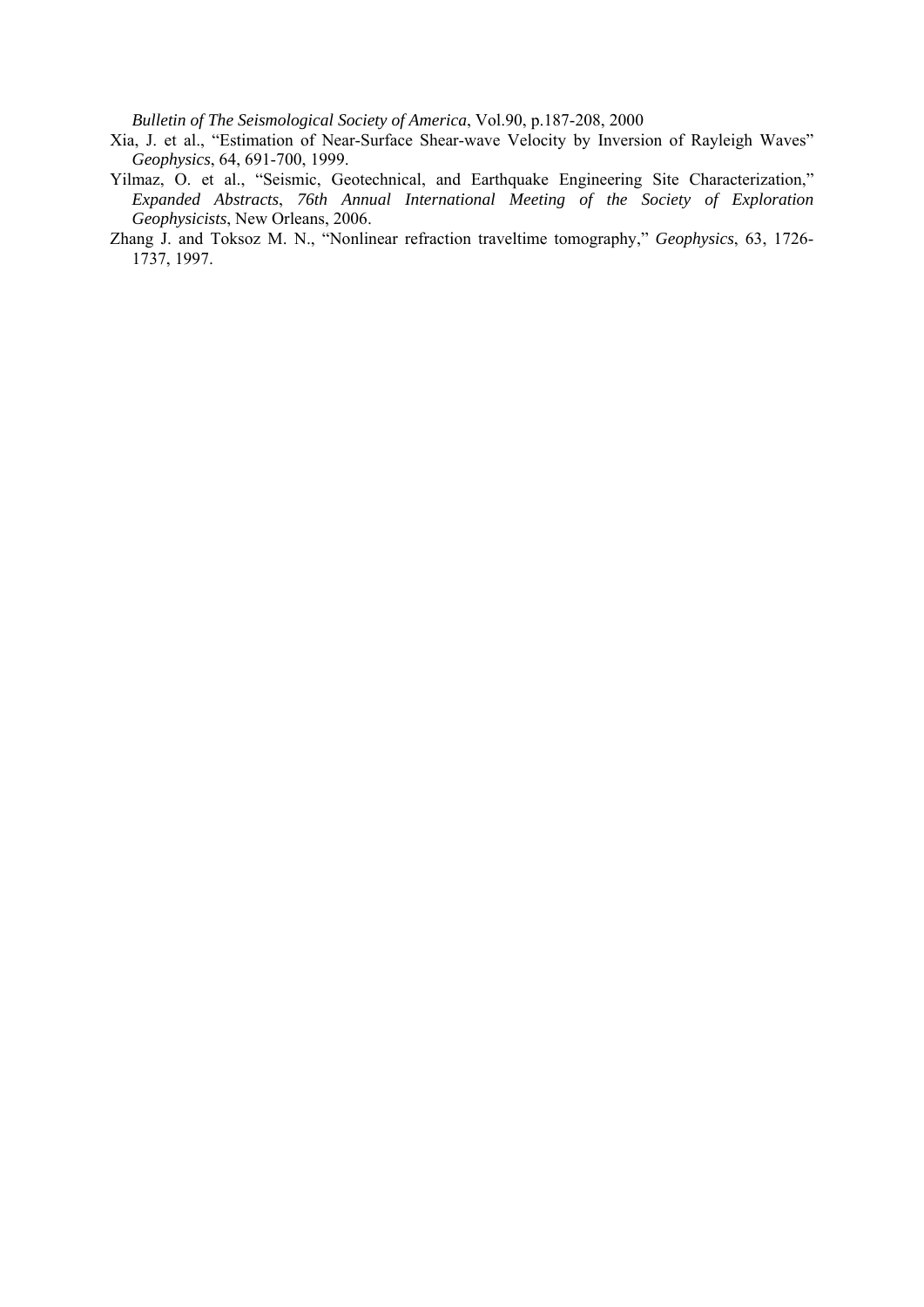*Bulletin of The Seismological Society of America*, Vol.90, p.187-208, 2000

Xia, J. et al., "Estimation of Near-Surface Shear-wave Velocity by Inversion of Rayleigh Waves" *Geophysics*, 64, 691-700, 1999.

Yilmaz, O. et al., "Seismic, Geotechnical, and Earthquake Engineering Site Characterization," *Expanded Abstracts*, *76th Annual International Meeting of the Society of Exploration Geophysicists*, New Orleans, 2006.

Zhang J. and Toksoz M. N., "Nonlinear refraction traveltime tomography," *Geophysics*, 63, 1726-1737, 1997.